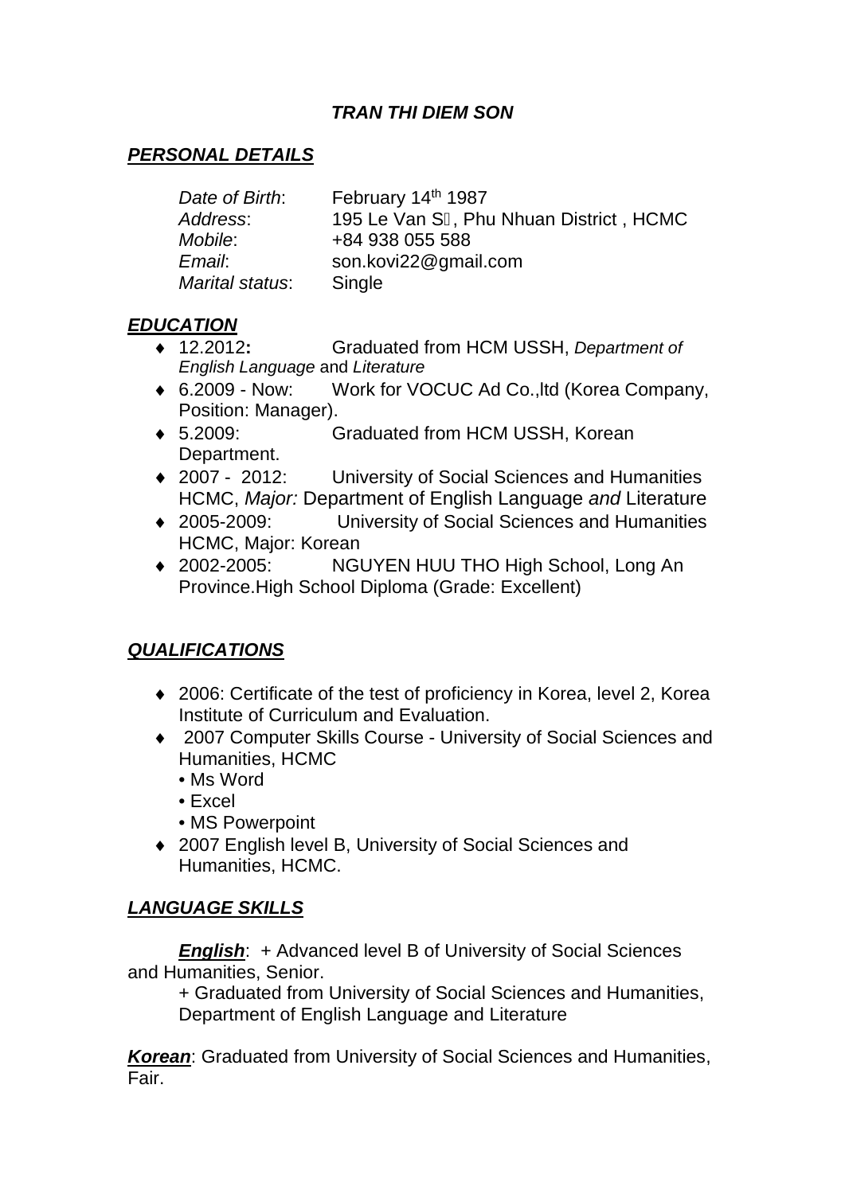# *TRAN THI DIEM SON*

## ***PERSONAL DETAILS***

*Date of Birth*: February 14th 1987
*Address*: 195 Le Van S, Phu Nhuan District , HCMC
*Mobile*: +84 938 055 588
*Email*: son.kovi22@gmail.com
*Marital status*: Single

## ***EDUCATION***

- 12.2012**:** Graduated from HCM USSH, *Department of English Language* and *Literature*
- 6.2009 - Now: Work for VOCUC Ad Co.,ltd (Korea Company, Position: Manager).
- 5.2009: Graduated from HCM USSH, Korean Department.
- 2007 - 2012: University of Social Sciences and Humanities HCMC, *Major:* Department of English Language *and* Literature
- 2005-2009: University of Social Sciences and Humanities HCMC, Major: Korean
- 2002-2005: NGUYEN HUU THO High School, Long An Province.High School Diploma (Grade: Excellent)

## ***QUALIFICATIONS***

- 2006: Certificate of the test of proficiency in Korea, level 2, Korea Institute of Curriculum and Evaluation.
- 2007 Computer Skills Course - University of Social Sciences and Humanities, HCMC
  - Ms Word
  - Excel
  - MS Powerpoint
- 2007 English level B, University of Social Sciences and Humanities, HCMC.

## ***LANGUAGE SKILLS***

***English***: + Advanced level B of University of Social Sciences and Humanities, Senior.
+ Graduated from University of Social Sciences and Humanities, Department of English Language and Literature

***Korean***: Graduated from University of Social Sciences and Humanities, Fair.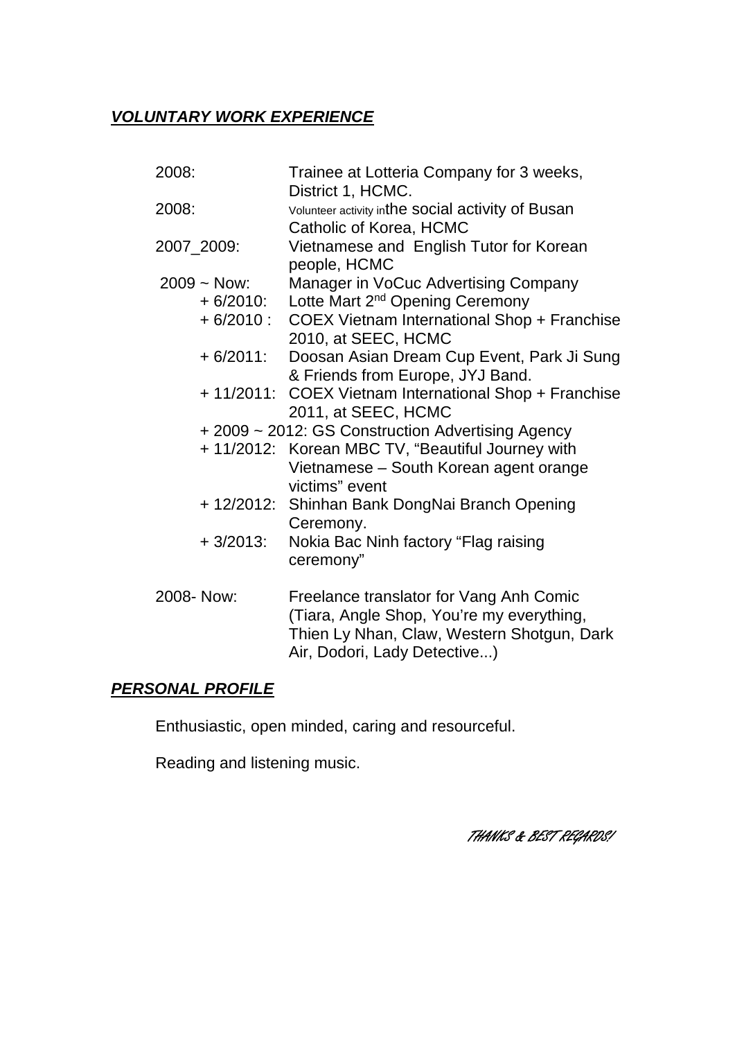## ***VOLUNTARY WORK EXPERIENCE***

| | |
|---|---|
| 2008: | Trainee at Lotteria Company for 3 weeks, District 1, HCMC. |
| 2008: | Volunteer activity inthe social activity of Busan Catholic of Korea, HCMC |
| 2007_2009: | Vietnamese and English Tutor for Korean people, HCMC |
| 2009 ~ Now: | Manager in VoCuc Advertising Company |
| + 6/2010: | Lotte Mart 2nd Opening Ceremony |
| + 6/2010 : | COEX Vietnam International Shop + Franchise 2010, at SEEC, HCMC |
| + 6/2011: | Doosan Asian Dream Cup Event, Park Ji Sung & Friends from Europe, JYJ Band. |
| + 11/2011: | COEX Vietnam International Shop + Franchise 2011, at SEEC, HCMC |
| + 2009 ~ 2012: | GS Construction Advertising Agency |
| + 11/2012: | Korean MBC TV, "Beautiful Journey with Vietnamese – South Korean agent orange victims" event |
| + 12/2012: | Shinhan Bank DongNai Branch Opening Ceremony. |
| + 3/2013: | Nokia Bac Ninh factory "Flag raising ceremony" |
| 2008- Now: | Freelance translator for Vang Anh Comic (Tiara, Angle Shop, You're my everything, Thien Ly Nhan, Claw, Western Shotgun, Dark Air, Dodori, Lady Detective...) |

## ***PERSONAL PROFILE***

Enthusiastic, open minded, caring and resourceful.

Reading and listening music.

THANKS & BEST REGARDS!